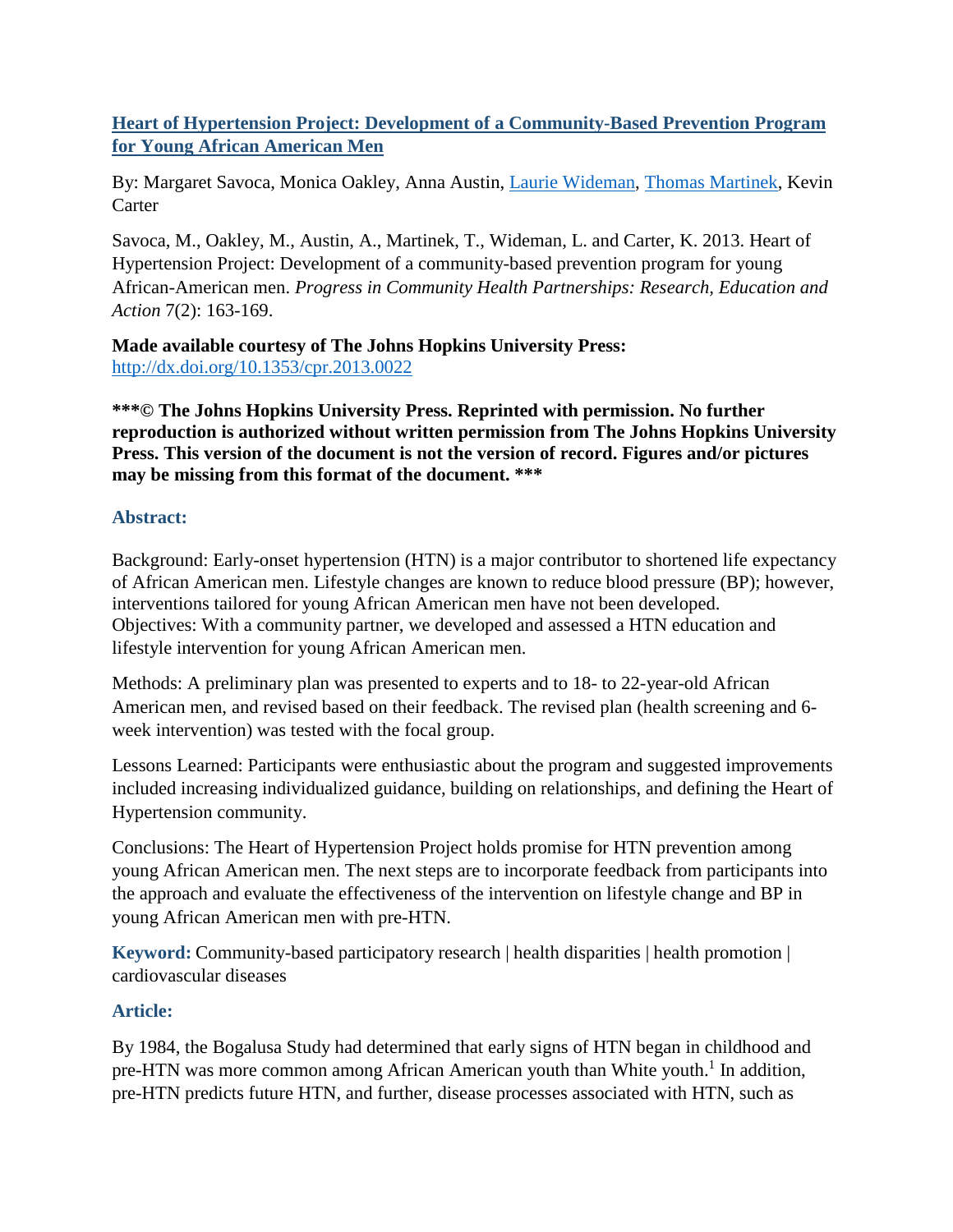# Heart of Hypertension Project: Development of a Community-Based Prevention Program for Young African American Men

By: Margaret Savoca, Monica Oakley, Anna Austin, Laurie Wideman, Thomas Martinek, Kevin Carter

Savoca, M., Oakley, M., Austin, A., Martinek, T., Wideman, L. and Carter, K. 2013. Heart of Hypertension Project: Development of a community-based prevention program for young African-American men. *Progress in Community Health Partnerships: Research, Education and Action* 7(2): 163-169.

**Made available courtesy of The Johns Hopkins University Press:** http://dx.doi.org/10.1353/cpr.2013.0022

**\*\*\*© The Johns Hopkins University Press. Reprinted with permission. No further reproduction is authorized without written permission from The Johns Hopkins University Press. This version of the document is not the version of record. Figures and/or pictures may be missing from this format of the document. \*\*\***

## Abstract:

Background: Early-onset hypertension (HTN) is a major contributor to shortened life expectancy of African American men. Lifestyle changes are known to reduce blood pressure (BP); however, interventions tailored for young African American men have not been developed. Objectives: With a community partner, we developed and assessed a HTN education and lifestyle intervention for young African American men.

Methods: A preliminary plan was presented to experts and to 18- to 22-year-old African American men, and revised based on their feedback. The revised plan (health screening and 6-week intervention) was tested with the focal group.

Lessons Learned: Participants were enthusiastic about the program and suggested improvements included increasing individualized guidance, building on relationships, and defining the Heart of Hypertension community.

Conclusions: The Heart of Hypertension Project holds promise for HTN prevention among young African American men. The next steps are to incorporate feedback from participants into the approach and evaluate the effectiveness of the intervention on lifestyle change and BP in young African American men with pre-HTN.

**Keyword:** Community-based participatory research | health disparities | health promotion | cardiovascular diseases

## Article:

By 1984, the Bogalusa Study had determined that early signs of HTN began in childhood and pre-HTN was more common among African American youth than White youth.[1] In addition, pre-HTN predicts future HTN, and further, disease processes associated with HTN, such as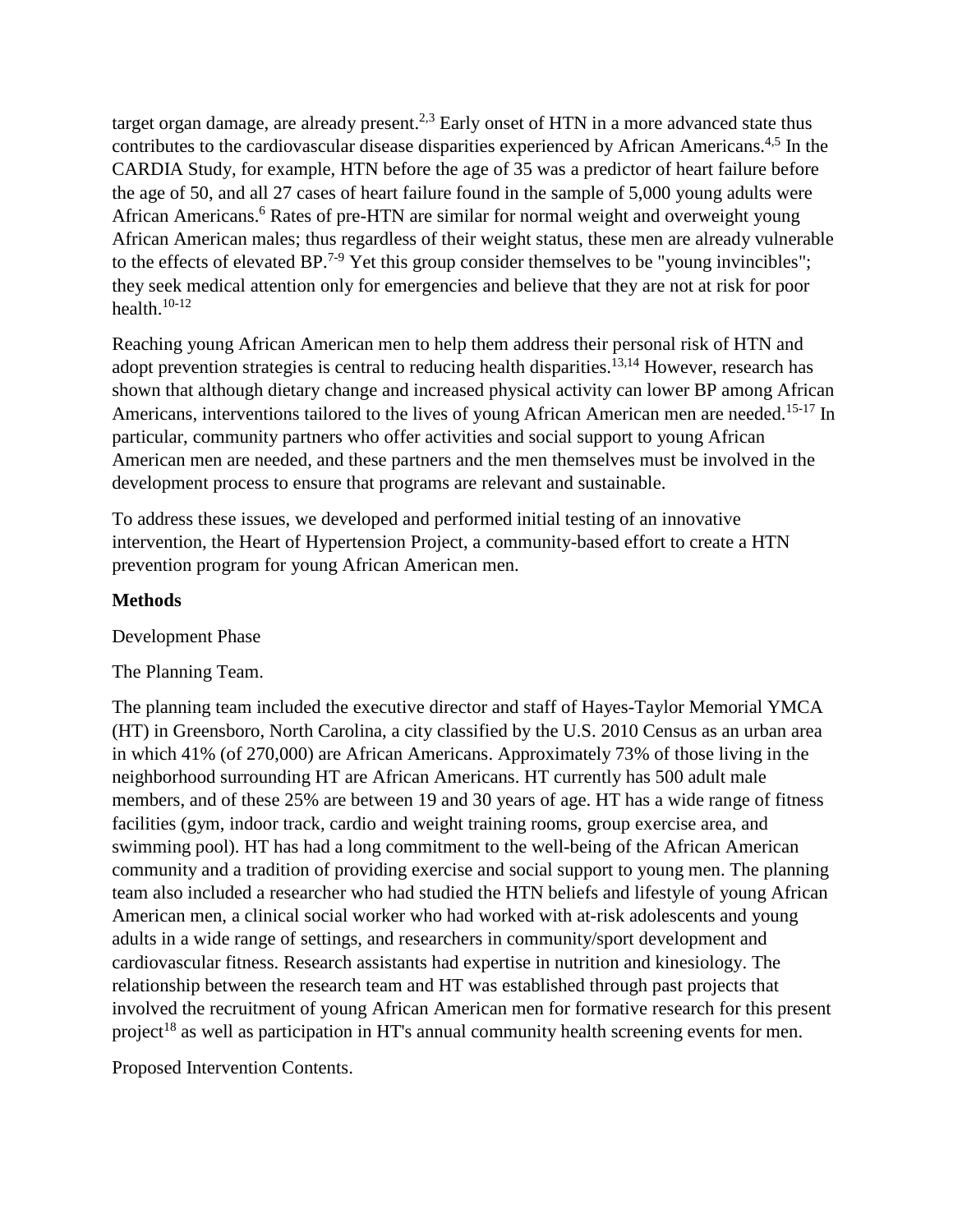target organ damage, are already present.[2,3] Early onset of HTN in a more advanced state thus contributes to the cardiovascular disease disparities experienced by African Americans.[4,5] In the CARDIA Study, for example, HTN before the age of 35 was a predictor of heart failure before the age of 50, and all 27 cases of heart failure found in the sample of 5,000 young adults were African Americans.[6] Rates of pre-HTN are similar for normal weight and overweight young African American males; thus regardless of their weight status, these men are already vulnerable to the effects of elevated BP.[7-9] Yet this group consider themselves to be "young invincibles"; they seek medical attention only for emergencies and believe that they are not at risk for poor health.[10-12]

Reaching young African American men to help them address their personal risk of HTN and adopt prevention strategies is central to reducing health disparities.[13,14] However, research has shown that although dietary change and increased physical activity can lower BP among African Americans, interventions tailored to the lives of young African American men are needed.[15-17] In particular, community partners who offer activities and social support to young African American men are needed, and these partners and the men themselves must be involved in the development process to ensure that programs are relevant and sustainable.

To address these issues, we developed and performed initial testing of an innovative intervention, the Heart of Hypertension Project, a community-based effort to create a HTN prevention program for young African American men.

## Methods

### Development Phase

#### The Planning Team.

The planning team included the executive director and staff of Hayes-Taylor Memorial YMCA (HT) in Greensboro, North Carolina, a city classified by the U.S. 2010 Census as an urban area in which 41% (of 270,000) are African Americans. Approximately 73% of those living in the neighborhood surrounding HT are African Americans. HT currently has 500 adult male members, and of these 25% are between 19 and 30 years of age. HT has a wide range of fitness facilities (gym, indoor track, cardio and weight training rooms, group exercise area, and swimming pool). HT has had a long commitment to the well-being of the African American community and a tradition of providing exercise and social support to young men. The planning team also included a researcher who had studied the HTN beliefs and lifestyle of young African American men, a clinical social worker who had worked with at-risk adolescents and young adults in a wide range of settings, and researchers in community/sport development and cardiovascular fitness. Research assistants had expertise in nutrition and kinesiology. The relationship between the research team and HT was established through past projects that involved the recruitment of young African American men for formative research for this present project[18] as well as participation in HT's annual community health screening events for men.

#### Proposed Intervention Contents.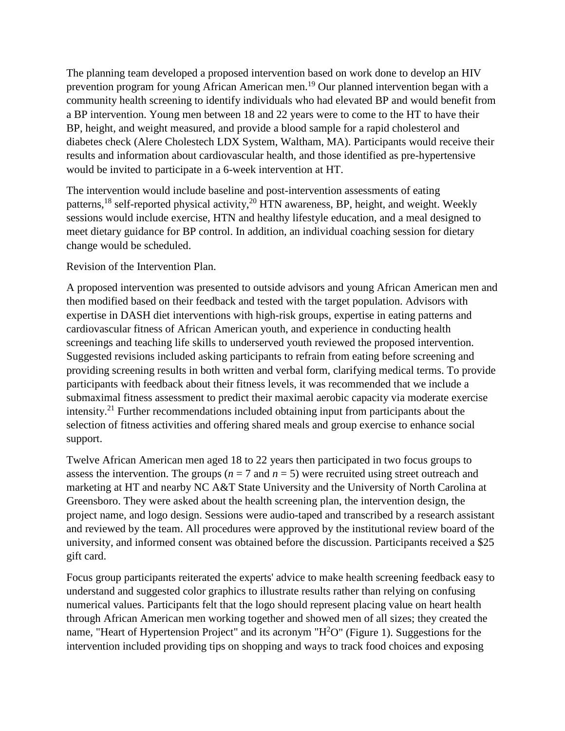The planning team developed a proposed intervention based on work done to develop an HIV prevention program for young African American men.[19] Our planned intervention began with a community health screening to identify individuals who had elevated BP and would benefit from a BP intervention. Young men between 18 and 22 years were to come to the HT to have their BP, height, and weight measured, and provide a blood sample for a rapid cholesterol and diabetes check (Alere Cholestech LDX System, Waltham, MA). Participants would receive their results and information about cardiovascular health, and those identified as pre-hypertensive would be invited to participate in a 6-week intervention at HT.

The intervention would include baseline and post-intervention assessments of eating patterns,[18] self-reported physical activity,[20] HTN awareness, BP, height, and weight. Weekly sessions would include exercise, HTN and healthy lifestyle education, and a meal designed to meet dietary guidance for BP control. In addition, an individual coaching session for dietary change would be scheduled.

Revision of the Intervention Plan.

A proposed intervention was presented to outside advisors and young African American men and then modified based on their feedback and tested with the target population. Advisors with expertise in DASH diet interventions with high-risk groups, expertise in eating patterns and cardiovascular fitness of African American youth, and experience in conducting health screenings and teaching life skills to underserved youth reviewed the proposed intervention. Suggested revisions included asking participants to refrain from eating before screening and providing screening results in both written and verbal form, clarifying medical terms. To provide participants with feedback about their fitness levels, it was recommended that we include a submaximal fitness assessment to predict their maximal aerobic capacity via moderate exercise intensity.[21] Further recommendations included obtaining input from participants about the selection of fitness activities and offering shared meals and group exercise to enhance social support.

Twelve African American men aged 18 to 22 years then participated in two focus groups to assess the intervention. The groups ($n = 7$ and $n = 5$) were recruited using street outreach and marketing at HT and nearby NC A&T State University and the University of North Carolina at Greensboro. They were asked about the health screening plan, the intervention design, the project name, and logo design. Sessions were audio-taped and transcribed by a research assistant and reviewed by the team. All procedures were approved by the institutional review board of the university, and informed consent was obtained before the discussion. Participants received a $25 gift card.

Focus group participants reiterated the experts' advice to make health screening feedback easy to understand and suggested color graphics to illustrate results rather than relying on confusing numerical values. Participants felt that the logo should represent placing value on heart health through African American men working together and showed men of all sizes; they created the name, "Heart of Hypertension Project" and its acronym "$H^2O$" (Figure 1). Suggestions for the intervention included providing tips on shopping and ways to track food choices and exposing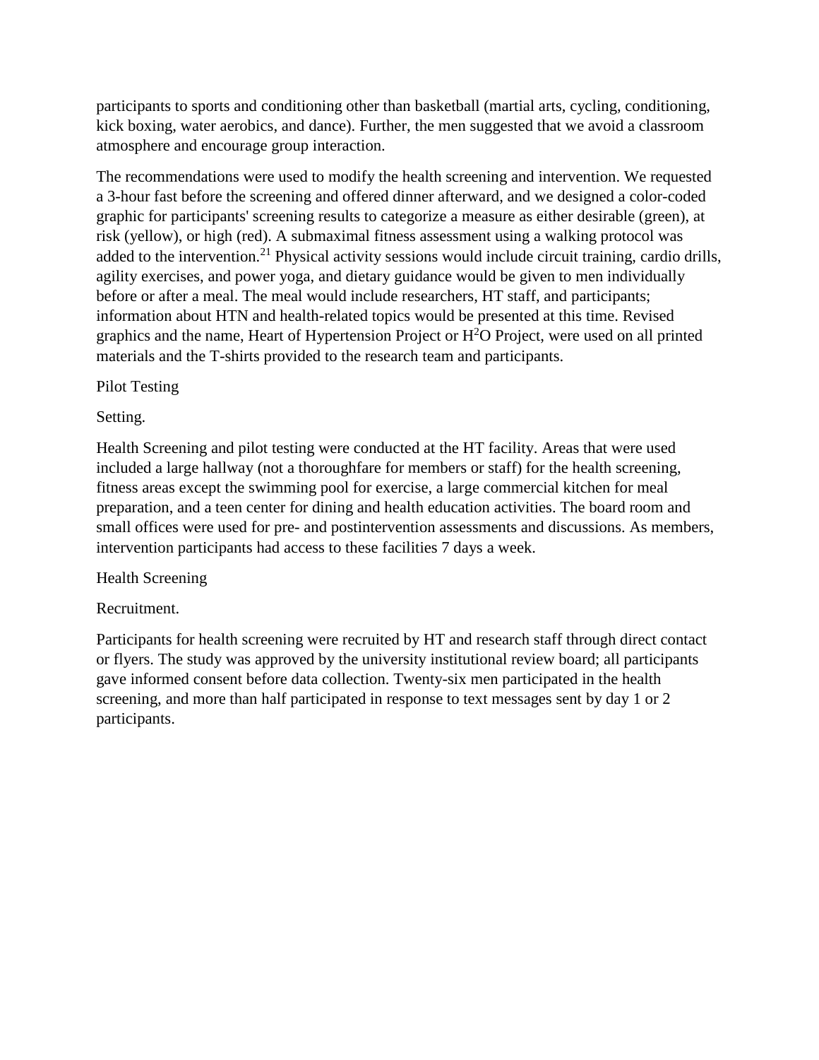participants to sports and conditioning other than basketball (martial arts, cycling, conditioning, kick boxing, water aerobics, and dance). Further, the men suggested that we avoid a classroom atmosphere and encourage group interaction.

The recommendations were used to modify the health screening and intervention. We requested a 3-hour fast before the screening and offered dinner afterward, and we designed a color-coded graphic for participants' screening results to categorize a measure as either desirable (green), at risk (yellow), or high (red). A submaximal fitness assessment using a walking protocol was added to the intervention.[21] Physical activity sessions would include circuit training, cardio drills, agility exercises, and power yoga, and dietary guidance would be given to men individually before or after a meal. The meal would include researchers, HT staff, and participants; information about HTN and health-related topics would be presented at this time. Revised graphics and the name, Heart of Hypertension Project or $H^2O$ Project, were used on all printed materials and the T-shirts provided to the research team and participants.

## Pilot Testing

### Setting.

Health Screening and pilot testing were conducted at the HT facility. Areas that were used included a large hallway (not a thoroughfare for members or staff) for the health screening, fitness areas except the swimming pool for exercise, a large commercial kitchen for meal preparation, and a teen center for dining and health education activities. The board room and small offices were used for pre- and postintervention assessments and discussions. As members, intervention participants had access to these facilities 7 days a week.

## Health Screening

### Recruitment.

Participants for health screening were recruited by HT and research staff through direct contact or flyers. The study was approved by the university institutional review board; all participants gave informed consent before data collection. Twenty-six men participated in the health screening, and more than half participated in response to text messages sent by day 1 or 2 participants.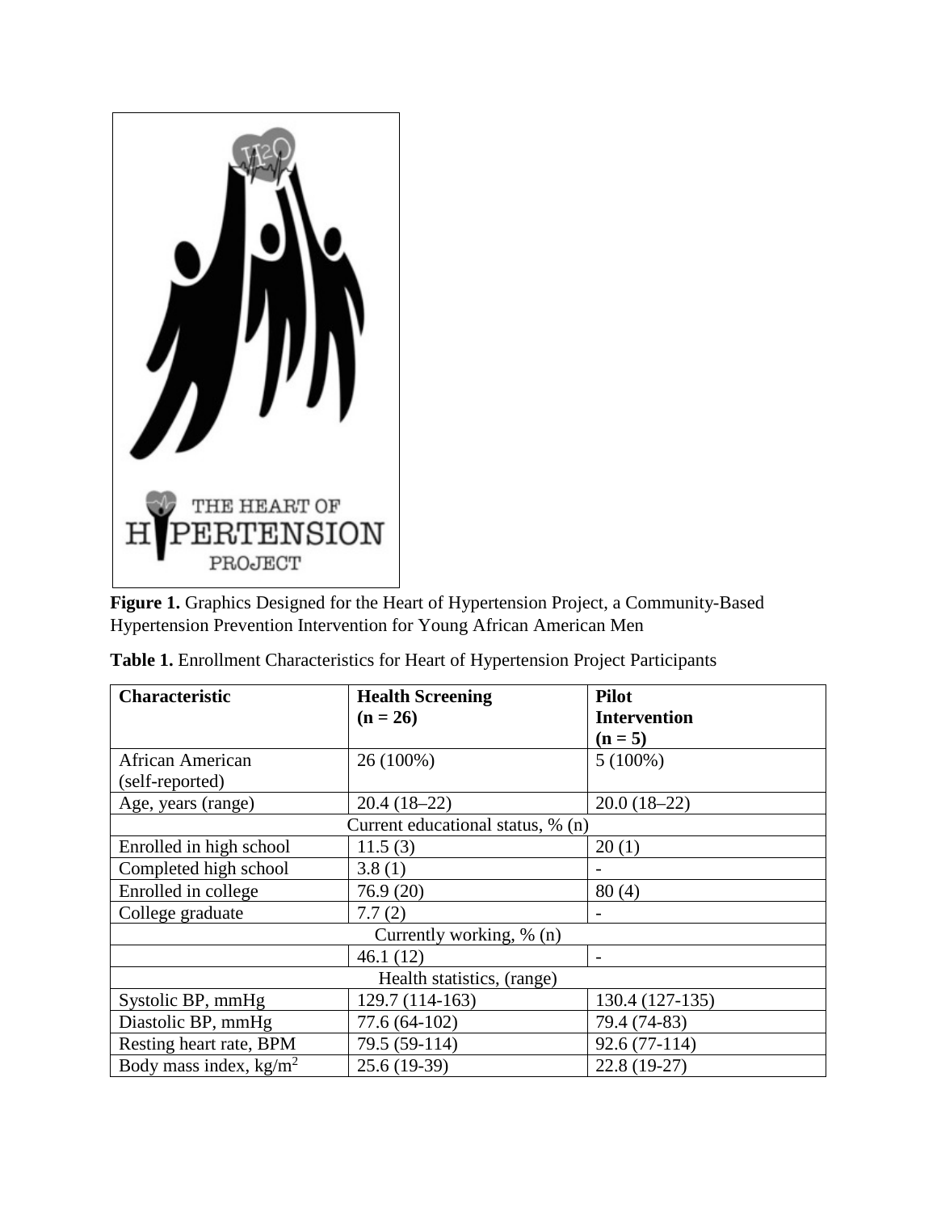**Figure 1.** Graphics Designed for the Heart of Hypertension Project, a Community-Based Hypertension Prevention Intervention for Young African American Men

**Table 1.** Enrollment Characteristics for Heart of Hypertension Project Participants

| **Characteristic** | **Health Screening (n = 26)** | **Pilot Intervention (n = 5)** |
|---|---|---|
| African American (self-reported) | 26 (100%) | 5 (100%) |
| Age, years (range) | 20.4 (18–22) | 20.0 (18–22) |
| Current educational status, % (n) | | |
| Enrolled in high school | 11.5 (3) | 20 (1) |
| Completed high school | 3.8 (1) | - |
| Enrolled in college | 76.9 (20) | 80 (4) |
| College graduate | 7.7 (2) | - |
| Currently working, % (n) | | |
| | 46.1 (12) | - |
| Health statistics, (range) | | |
| Systolic BP, mmHg | 129.7 (114-163) | 130.4 (127-135) |
| Diastolic BP, mmHg | 77.6 (64-102) | 79.4 (74-83) |
| Resting heart rate, BPM | 79.5 (59-114) | 92.6 (77-114) |
| Body mass index, $kg/m^2$ | 25.6 (19-39) | 22.8 (19-27) |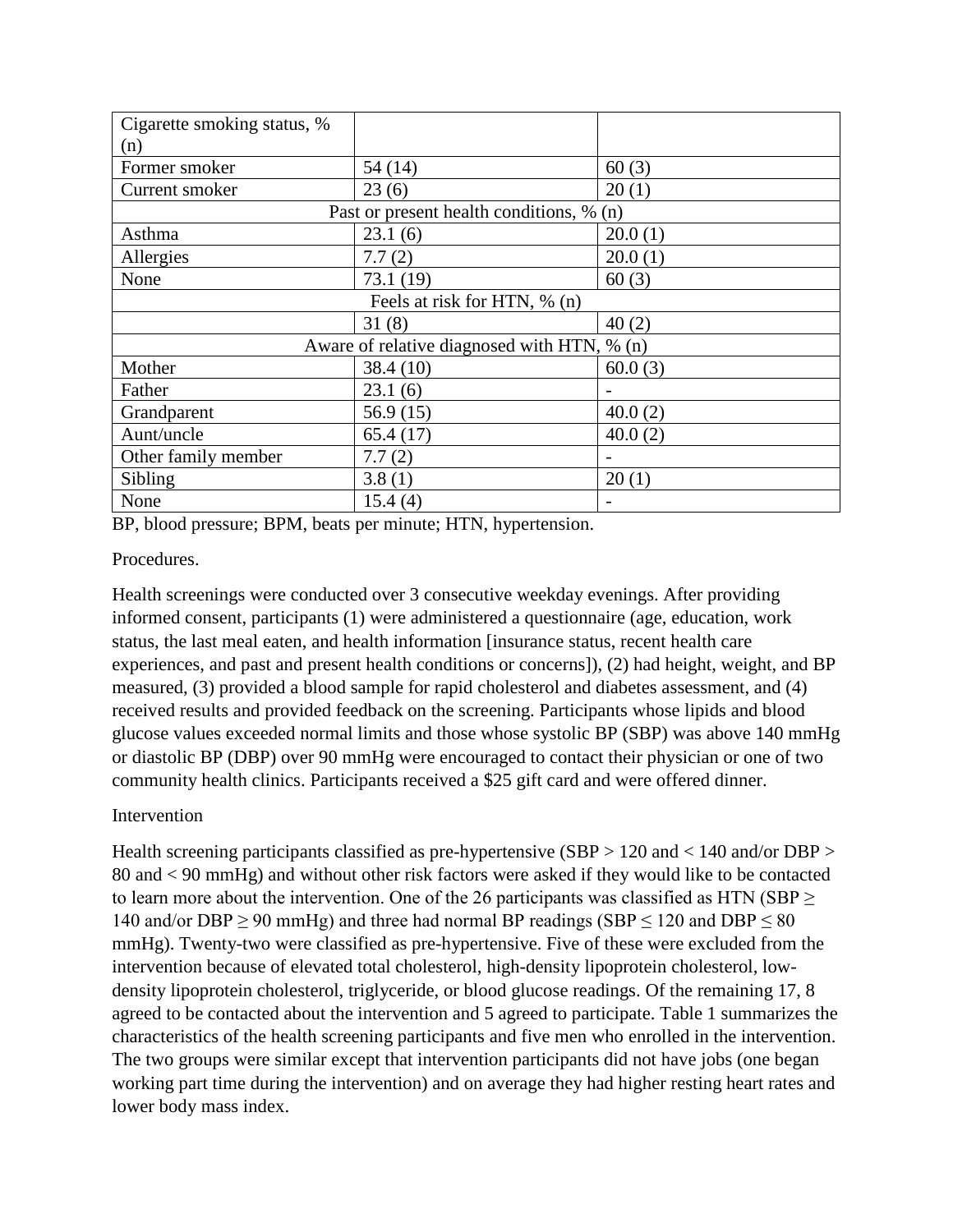| Cigarette smoking status, % (n) | | |
|---|---|---|
| Former smoker | 54 (14) | 60 (3) |
| Current smoker | 23 (6) | 20 (1) |
| Past or present health conditions, % (n) | | |
| Asthma | 23.1 (6) | 20.0 (1) |
| Allergies | 7.7 (2) | 20.0 (1) |
| None | 73.1 (19) | 60 (3) |
| Feels at risk for HTN, % (n) | | |
| | 31 (8) | 40 (2) |
| Aware of relative diagnosed with HTN, % (n) | | |
| Mother | 38.4 (10) | 60.0 (3) |
| Father | 23.1 (6) | - |
| Grandparent | 56.9 (15) | 40.0 (2) |
| Aunt/uncle | 65.4 (17) | 40.0 (2) |
| Other family member | 7.7 (2) | - |
| Sibling | 3.8 (1) | 20 (1) |
| None | 15.4 (4) | - |

BP, blood pressure; BPM, beats per minute; HTN, hypertension.

Procedures.

Health screenings were conducted over 3 consecutive weekday evenings. After providing informed consent, participants (1) were administered a questionnaire (age, education, work status, the last meal eaten, and health information [insurance status, recent health care experiences, and past and present health conditions or concerns]), (2) had height, weight, and BP measured, (3) provided a blood sample for rapid cholesterol and diabetes assessment, and (4) received results and provided feedback on the screening. Participants whose lipids and blood glucose values exceeded normal limits and those whose systolic BP (SBP) was above 140 mmHg or diastolic BP (DBP) over 90 mmHg were encouraged to contact their physician or one of two community health clinics. Participants received a $25 gift card and were offered dinner.

Intervention

Health screening participants classified as pre-hypertensive (SBP > 120 and < 140 and/or DBP > 80 and < 90 mmHg) and without other risk factors were asked if they would like to be contacted to learn more about the intervention. One of the 26 participants was classified as HTN (SBP ≥ 140 and/or DBP ≥ 90 mmHg) and three had normal BP readings (SBP ≤ 120 and DBP ≤ 80 mmHg). Twenty-two were classified as pre-hypertensive. Five of these were excluded from the intervention because of elevated total cholesterol, high-density lipoprotein cholesterol, low-density lipoprotein cholesterol, triglyceride, or blood glucose readings. Of the remaining 17, 8 agreed to be contacted about the intervention and 5 agreed to participate. Table 1 summarizes the characteristics of the health screening participants and five men who enrolled in the intervention. The two groups were similar except that intervention participants did not have jobs (one began working part time during the intervention) and on average they had higher resting heart rates and lower body mass index.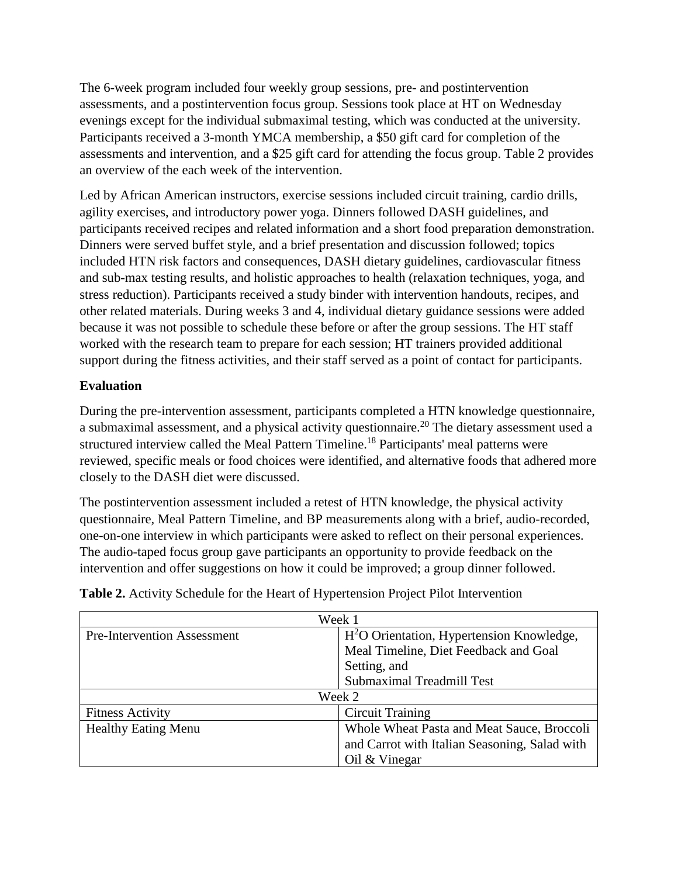The 6-week program included four weekly group sessions, pre- and postintervention assessments, and a postintervention focus group. Sessions took place at HT on Wednesday evenings except for the individual submaximal testing, which was conducted at the university. Participants received a 3-month YMCA membership, a $50 gift card for completion of the assessments and intervention, and a $25 gift card for attending the focus group. Table 2 provides an overview of the each week of the intervention.

Led by African American instructors, exercise sessions included circuit training, cardio drills, agility exercises, and introductory power yoga. Dinners followed DASH guidelines, and participants received recipes and related information and a short food preparation demonstration. Dinners were served buffet style, and a brief presentation and discussion followed; topics included HTN risk factors and consequences, DASH dietary guidelines, cardiovascular fitness and sub-max testing results, and holistic approaches to health (relaxation techniques, yoga, and stress reduction). Participants received a study binder with intervention handouts, recipes, and other related materials. During weeks 3 and 4, individual dietary guidance sessions were added because it was not possible to schedule these before or after the group sessions. The HT staff worked with the research team to prepare for each session; HT trainers provided additional support during the fitness activities, and their staff served as a point of contact for participants.

**Evaluation**

During the pre-intervention assessment, participants completed a HTN knowledge questionnaire, a submaximal assessment, and a physical activity questionnaire.[20] The dietary assessment used a structured interview called the Meal Pattern Timeline.[18] Participants' meal patterns were reviewed, specific meals or food choices were identified, and alternative foods that adhered more closely to the DASH diet were discussed.

The postintervention assessment included a retest of HTN knowledge, the physical activity questionnaire, Meal Pattern Timeline, and BP measurements along with a brief, audio-recorded, one-on-one interview in which participants were asked to reflect on their personal experiences. The audio-taped focus group gave participants an opportunity to provide feedback on the intervention and offer suggestions on how it could be improved; a group dinner followed.

**Table 2.** Activity Schedule for the Heart of Hypertension Project Pilot Intervention

| Week 1 | |
|---|---|
| Pre-Intervention Assessment | $H^2O$ Orientation, Hypertension Knowledge, Meal Timeline, Diet Feedback and Goal Setting, and Submaximal Treadmill Test |
| Week 2 | |
| Fitness Activity | Circuit Training |
| Healthy Eating Menu | Whole Wheat Pasta and Meat Sauce, Broccoli and Carrot with Italian Seasoning, Salad with Oil & Vinegar |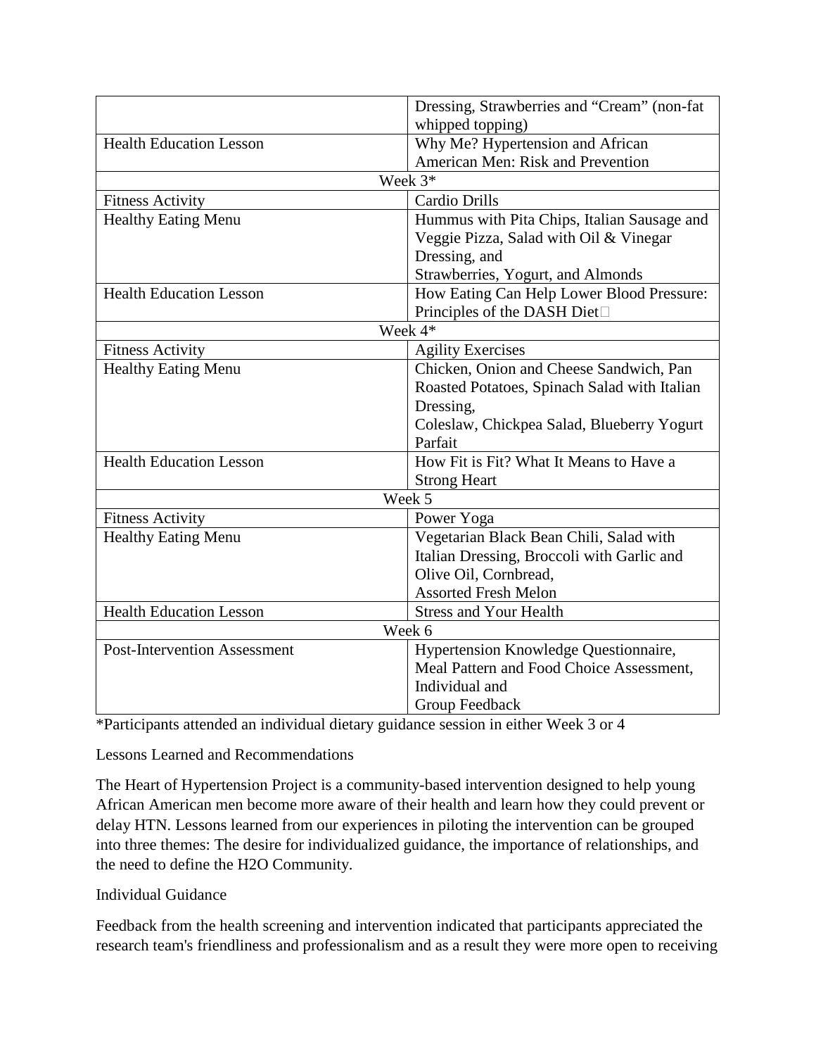|  |  |
|---|---|
|  | Dressing, Strawberries and "Cream" (non-fat whipped topping) |
| Health Education Lesson | Why Me? Hypertension and African American Men: Risk and Prevention |
| Week 3* |  |
| Fitness Activity | Cardio Drills |
| Healthy Eating Menu | Hummus with Pita Chips, Italian Sausage and Veggie Pizza, Salad with Oil & Vinegar Dressing, and Strawberries, Yogurt, and Almonds |
| Health Education Lesson | How Eating Can Help Lower Blood Pressure: Principles of the DASH Diet□ |
| Week 4* |  |
| Fitness Activity | Agility Exercises |
| Healthy Eating Menu | Chicken, Onion and Cheese Sandwich, Pan Roasted Potatoes, Spinach Salad with Italian Dressing, Coleslaw, Chickpea Salad, Blueberry Yogurt Parfait |
| Health Education Lesson | How Fit is Fit? What It Means to Have a Strong Heart |
| Week 5 |  |
| Fitness Activity | Power Yoga |
| Healthy Eating Menu | Vegetarian Black Bean Chili, Salad with Italian Dressing, Broccoli with Garlic and Olive Oil, Cornbread, Assorted Fresh Melon |
| Health Education Lesson | Stress and Your Health |
| Week 6 |  |
| Post-Intervention Assessment | Hypertension Knowledge Questionnaire, Meal Pattern and Food Choice Assessment, Individual and Group Feedback |

*Participants attended an individual dietary guidance session in either Week 3 or 4

## Lessons Learned and Recommendations

The Heart of Hypertension Project is a community-based intervention designed to help young African American men become more aware of their health and learn how they could prevent or delay HTN. Lessons learned from our experiences in piloting the intervention can be grouped into three themes: The desire for individualized guidance, the importance of relationships, and the need to define the H2O Community.

### Individual Guidance

Feedback from the health screening and intervention indicated that participants appreciated the research team's friendliness and professionalism and as a result they were more open to receiving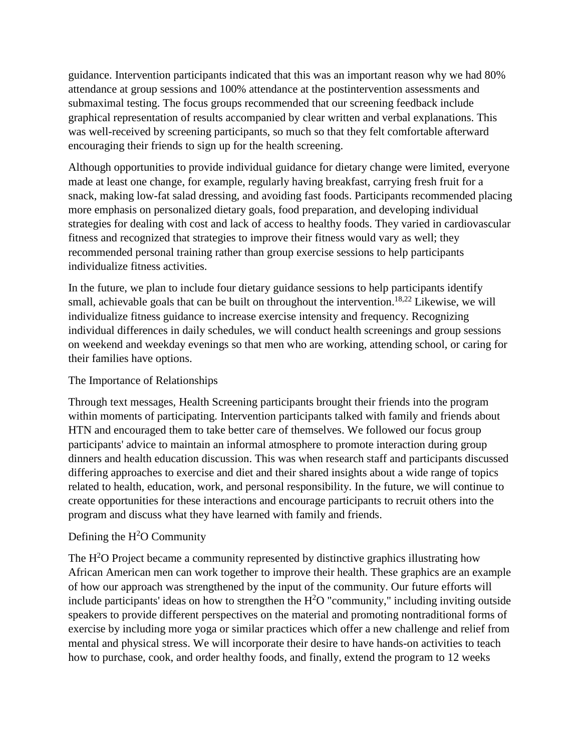guidance. Intervention participants indicated that this was an important reason why we had 80% attendance at group sessions and 100% attendance at the postintervention assessments and submaximal testing. The focus groups recommended that our screening feedback include graphical representation of results accompanied by clear written and verbal explanations. This was well-received by screening participants, so much so that they felt comfortable afterward encouraging their friends to sign up for the health screening.

Although opportunities to provide individual guidance for dietary change were limited, everyone made at least one change, for example, regularly having breakfast, carrying fresh fruit for a snack, making low-fat salad dressing, and avoiding fast foods. Participants recommended placing more emphasis on personalized dietary goals, food preparation, and developing individual strategies for dealing with cost and lack of access to healthy foods. They varied in cardiovascular fitness and recognized that strategies to improve their fitness would vary as well; they recommended personal training rather than group exercise sessions to help participants individualize fitness activities.

In the future, we plan to include four dietary guidance sessions to help participants identify small, achievable goals that can be built on throughout the intervention.[18,22] Likewise, we will individualize fitness guidance to increase exercise intensity and frequency. Recognizing individual differences in daily schedules, we will conduct health screenings and group sessions on weekend and weekday evenings so that men who are working, attending school, or caring for their families have options.

## The Importance of Relationships

Through text messages, Health Screening participants brought their friends into the program within moments of participating. Intervention participants talked with family and friends about HTN and encouraged them to take better care of themselves. We followed our focus group participants' advice to maintain an informal atmosphere to promote interaction during group dinners and health education discussion. This was when research staff and participants discussed differing approaches to exercise and diet and their shared insights about a wide range of topics related to health, education, work, and personal responsibility. In the future, we will continue to create opportunities for these interactions and encourage participants to recruit others into the program and discuss what they have learned with family and friends.

## Defining the $H^2O$ Community

The $H^2O$ Project became a community represented by distinctive graphics illustrating how African American men can work together to improve their health. These graphics are an example of how our approach was strengthened by the input of the community. Our future efforts will include participants' ideas on how to strengthen the $H^2O$ "community," including inviting outside speakers to provide different perspectives on the material and promoting nontraditional forms of exercise by including more yoga or similar practices which offer a new challenge and relief from mental and physical stress. We will incorporate their desire to have hands-on activities to teach how to purchase, cook, and order healthy foods, and finally, extend the program to 12 weeks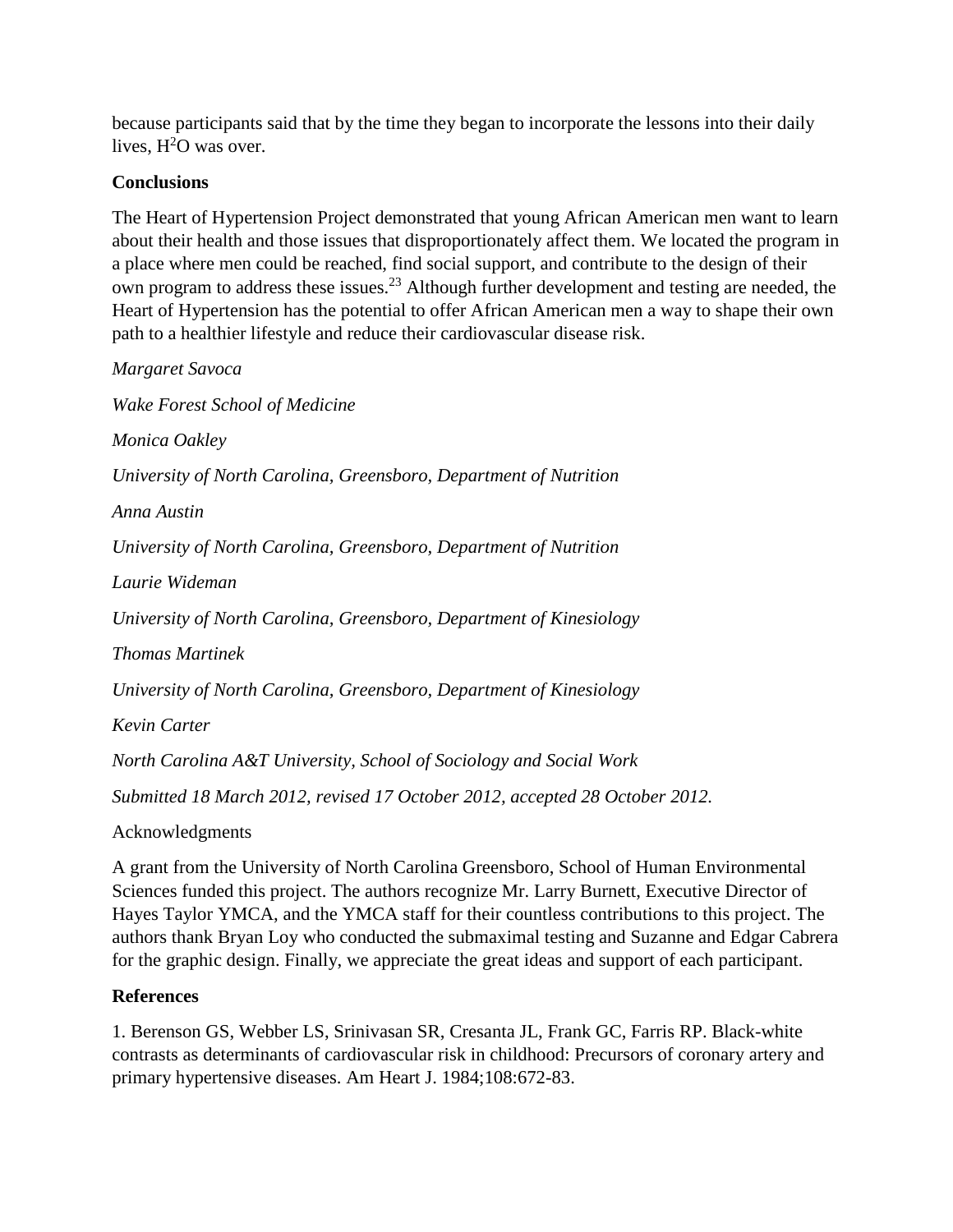because participants said that by the time they began to incorporate the lessons into their daily lives, $H^2O$ was over.

**Conclusions**

The Heart of Hypertension Project demonstrated that young African American men want to learn about their health and those issues that disproportionately affect them. We located the program in a place where men could be reached, find social support, and contribute to the design of their own program to address these issues.[23] Although further development and testing are needed, the Heart of Hypertension has the potential to offer African American men a way to shape their own path to a healthier lifestyle and reduce their cardiovascular disease risk.

*Margaret Savoca*

*Wake Forest School of Medicine*

*Monica Oakley*

*University of North Carolina, Greensboro, Department of Nutrition*

*Anna Austin*

*University of North Carolina, Greensboro, Department of Nutrition*

*Laurie Wideman*

*University of North Carolina, Greensboro, Department of Kinesiology*

*Thomas Martinek*

*University of North Carolina, Greensboro, Department of Kinesiology*

*Kevin Carter*

*North Carolina A&T University, School of Sociology and Social Work*

*Submitted 18 March 2012, revised 17 October 2012, accepted 28 October 2012.*

Acknowledgments

A grant from the University of North Carolina Greensboro, School of Human Environmental Sciences funded this project. The authors recognize Mr. Larry Burnett, Executive Director of Hayes Taylor YMCA, and the YMCA staff for their countless contributions to this project. The authors thank Bryan Loy who conducted the submaximal testing and Suzanne and Edgar Cabrera for the graphic design. Finally, we appreciate the great ideas and support of each participant.

**References**

1. Berenson GS, Webber LS, Srinivasan SR, Cresanta JL, Frank GC, Farris RP. Black-white contrasts as determinants of cardiovascular risk in childhood: Precursors of coronary artery and primary hypertensive diseases. Am Heart J. 1984;108:672-83.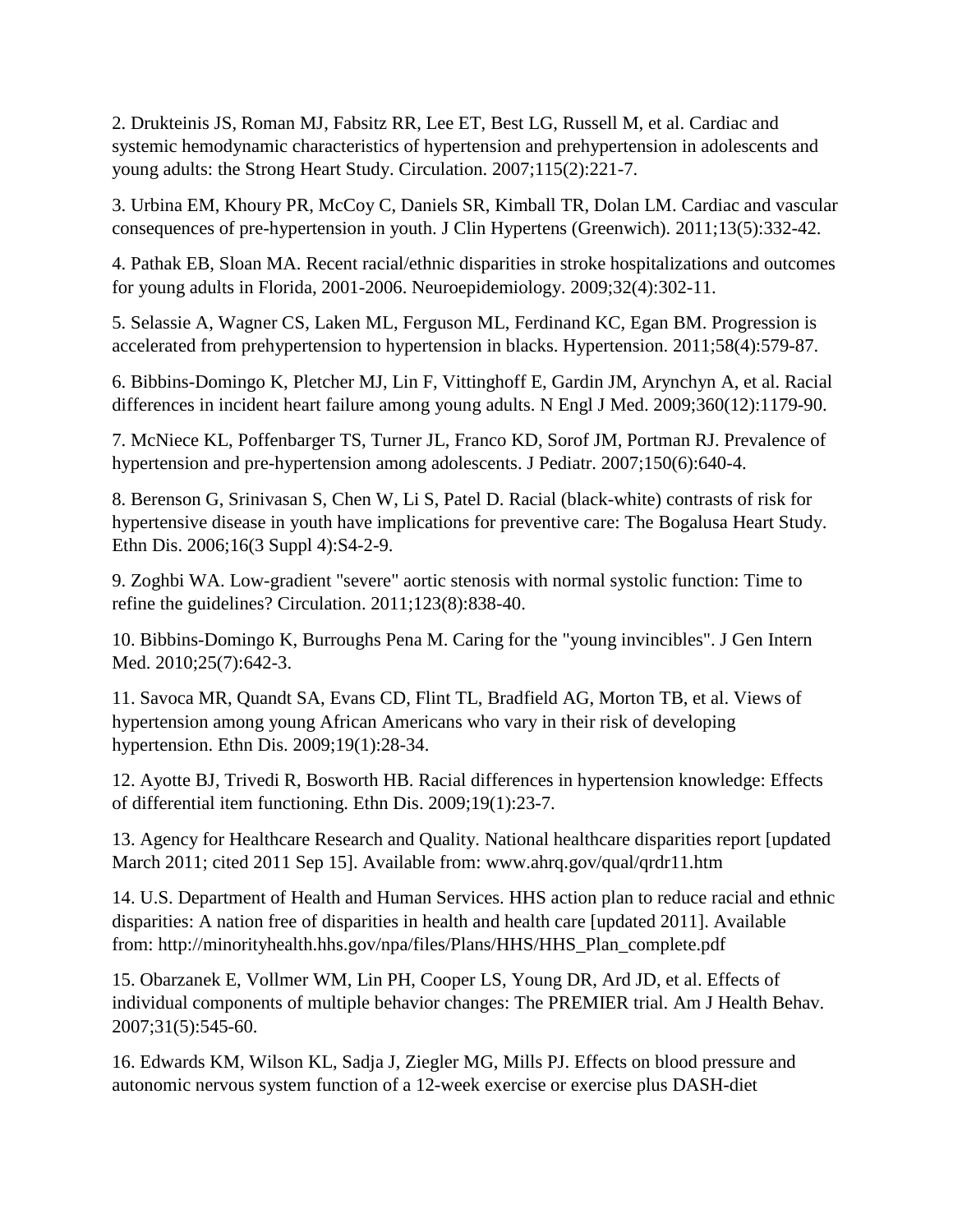2. Drukteinis JS, Roman MJ, Fabsitz RR, Lee ET, Best LG, Russell M, et al. Cardiac and systemic hemodynamic characteristics of hypertension and prehypertension in adolescents and young adults: the Strong Heart Study. Circulation. 2007;115(2):221-7.

3. Urbina EM, Khoury PR, McCoy C, Daniels SR, Kimball TR, Dolan LM. Cardiac and vascular consequences of pre-hypertension in youth. J Clin Hypertens (Greenwich). 2011;13(5):332-42.

4. Pathak EB, Sloan MA. Recent racial/ethnic disparities in stroke hospitalizations and outcomes for young adults in Florida, 2001-2006. Neuroepidemiology. 2009;32(4):302-11.

5. Selassie A, Wagner CS, Laken ML, Ferguson ML, Ferdinand KC, Egan BM. Progression is accelerated from prehypertension to hypertension in blacks. Hypertension. 2011;58(4):579-87.

6. Bibbins-Domingo K, Pletcher MJ, Lin F, Vittinghoff E, Gardin JM, Arynchyn A, et al. Racial differences in incident heart failure among young adults. N Engl J Med. 2009;360(12):1179-90.

7. McNiece KL, Poffenbarger TS, Turner JL, Franco KD, Sorof JM, Portman RJ. Prevalence of hypertension and pre-hypertension among adolescents. J Pediatr. 2007;150(6):640-4.

8. Berenson G, Srinivasan S, Chen W, Li S, Patel D. Racial (black-white) contrasts of risk for hypertensive disease in youth have implications for preventive care: The Bogalusa Heart Study. Ethn Dis. 2006;16(3 Suppl 4):S4-2-9.

9. Zoghbi WA. Low-gradient "severe" aortic stenosis with normal systolic function: Time to refine the guidelines? Circulation. 2011;123(8):838-40.

10. Bibbins-Domingo K, Burroughs Pena M. Caring for the "young invincibles". J Gen Intern Med. 2010;25(7):642-3.

11. Savoca MR, Quandt SA, Evans CD, Flint TL, Bradfield AG, Morton TB, et al. Views of hypertension among young African Americans who vary in their risk of developing hypertension. Ethn Dis. 2009;19(1):28-34.

12. Ayotte BJ, Trivedi R, Bosworth HB. Racial differences in hypertension knowledge: Effects of differential item functioning. Ethn Dis. 2009;19(1):23-7.

13. Agency for Healthcare Research and Quality. National healthcare disparities report [updated March 2011; cited 2011 Sep 15]. Available from: www.ahrq.gov/qual/qrdr11.htm

14. U.S. Department of Health and Human Services. HHS action plan to reduce racial and ethnic disparities: A nation free of disparities in health and health care [updated 2011]. Available from: http://minorityhealth.hhs.gov/npa/files/Plans/HHS/HHS_Plan_complete.pdf

15. Obarzanek E, Vollmer WM, Lin PH, Cooper LS, Young DR, Ard JD, et al. Effects of individual components of multiple behavior changes: The PREMIER trial. Am J Health Behav. 2007;31(5):545-60.

16. Edwards KM, Wilson KL, Sadja J, Ziegler MG, Mills PJ. Effects on blood pressure and autonomic nervous system function of a 12-week exercise or exercise plus DASH-diet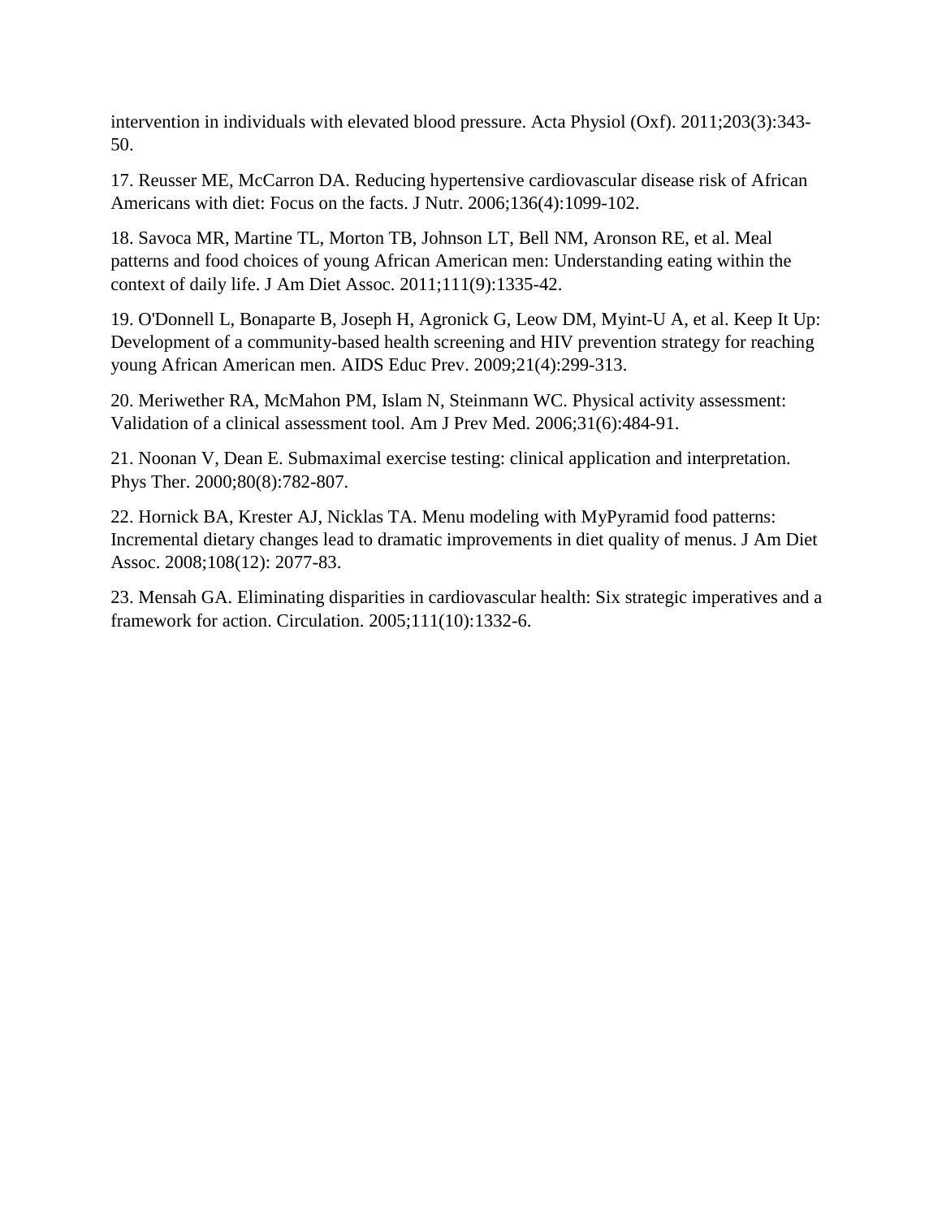intervention in individuals with elevated blood pressure. Acta Physiol (Oxf). 2011;203(3):343-50.

17. Reusser ME, McCarron DA. Reducing hypertensive cardiovascular disease risk of African Americans with diet: Focus on the facts. J Nutr. 2006;136(4):1099-102.

18. Savoca MR, Martine TL, Morton TB, Johnson LT, Bell NM, Aronson RE, et al. Meal patterns and food choices of young African American men: Understanding eating within the context of daily life. J Am Diet Assoc. 2011;111(9):1335-42.

19. O'Donnell L, Bonaparte B, Joseph H, Agronick G, Leow DM, Myint-U A, et al. Keep It Up: Development of a community-based health screening and HIV prevention strategy for reaching young African American men. AIDS Educ Prev. 2009;21(4):299-313.

20. Meriwether RA, McMahon PM, Islam N, Steinmann WC. Physical activity assessment: Validation of a clinical assessment tool. Am J Prev Med. 2006;31(6):484-91.

21. Noonan V, Dean E. Submaximal exercise testing: clinical application and interpretation. Phys Ther. 2000;80(8):782-807.

22. Hornick BA, Krester AJ, Nicklas TA. Menu modeling with MyPyramid food patterns: Incremental dietary changes lead to dramatic improvements in diet quality of menus. J Am Diet Assoc. 2008;108(12): 2077-83.

23. Mensah GA. Eliminating disparities in cardiovascular health: Six strategic imperatives and a framework for action. Circulation. 2005;111(10):1332-6.